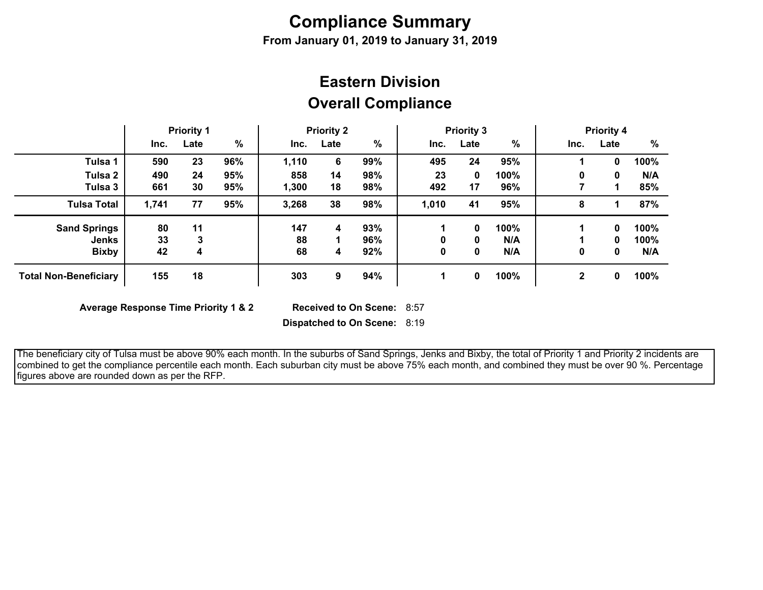# Compliance Summary

**From January 01, 2019 to January 31, 2019**

## Eastern Division

## Overall Compliance

| | Priority 1 | | | Priority 2 | | | Priority 3 | | | Priority 4 | | |
|---|---|---|---|---|---|---|---|---|---|---|---|---|
| | Inc. | Late | % | Inc. | Late | % | Inc. | Late | % | Inc. | Late | % |
| **Tulsa 1** | 590 | 23 | 96% | 1,110 | 6 | 99% | 495 | 24 | 95% | 1 | 0 | 100% |
| **Tulsa 2** | 490 | 24 | 95% | 858 | 14 | 98% | 23 | 0 | 100% | 0 | 0 | N/A |
| **Tulsa 3** | 661 | 30 | 95% | 1,300 | 18 | 98% | 492 | 17 | 96% | 7 | 1 | 85% |
| **Tulsa Total** | 1,741 | 77 | 95% | 3,268 | 38 | 98% | 1,010 | 41 | 95% | 8 | 1 | 87% |
| **Sand Springs** | 80 | 11 | | 147 | 4 | 93% | 1 | 0 | 100% | 1 | 0 | 100% |
| **Jenks** | 33 | 3 | | 88 | 1 | 96% | 0 | 0 | N/A | 1 | 0 | 100% |
| **Bixby** | 42 | 4 | | 68 | 4 | 92% | 0 | 0 | N/A | 0 | 0 | N/A |
| **Total Non-Beneficiary** | 155 | 18 | | 303 | 9 | 94% | 1 | 0 | 100% | 2 | 0 | 100% |

**Average Response Time Priority 1 & 2** **Received to On Scene:** 8:57

**Dispatched to On Scene:** 8:19

The beneficiary city of Tulsa must be above 90% each month. In the suburbs of Sand Springs, Jenks and Bixby, the total of Priority 1 and Priority 2 incidents are combined to get the compliance percentile each month. Each suburban city must be above 75% each month, and combined they must be over 90 %. Percentage figures above are rounded down as per the RFP.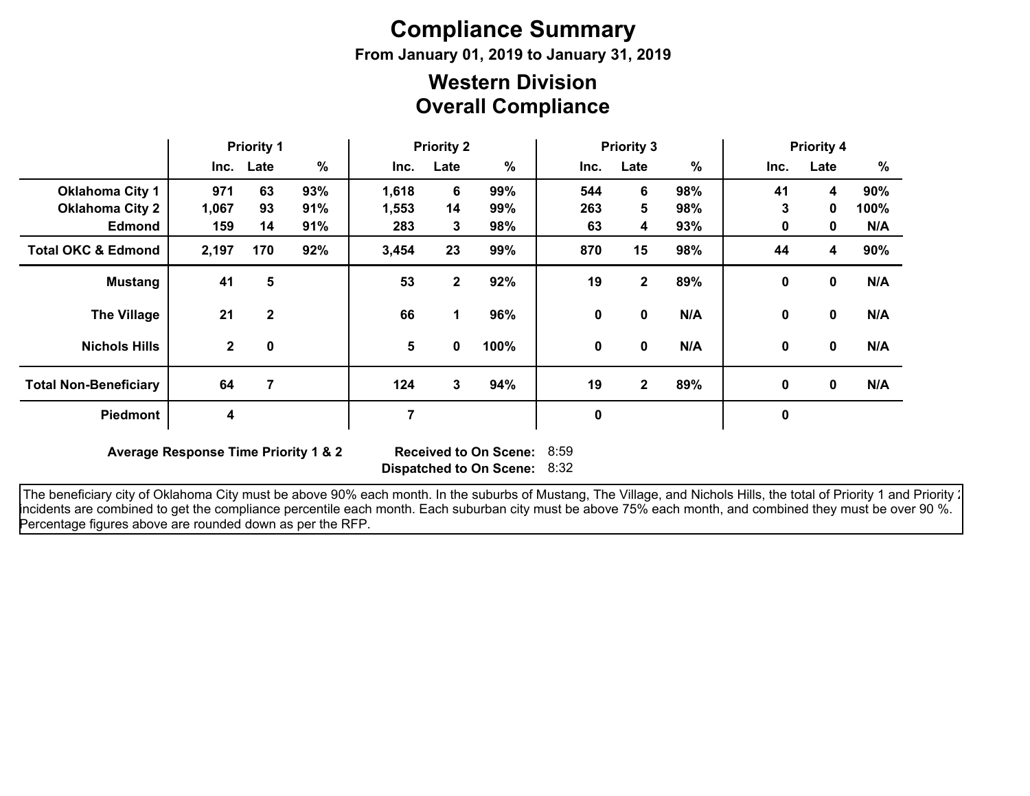# Compliance Summary

**From January 01, 2019 to January 31, 2019**

## Western Division
## Overall Compliance

| | Priority 1 | | | Priority 2 | | | Priority 3 | | | Priority 4 | | |
|---|---|---|---|---|---|---|---|---|---|---|---|---|
| | Inc. | Late | % | Inc. | Late | % | Inc. | Late | % | Inc. | Late | % |
| **Oklahoma City 1** | 971 | 63 | 93% | 1,618 | 6 | 99% | 544 | 6 | 98% | 41 | 4 | 90% |
| **Oklahoma City 2** | 1,067 | 93 | 91% | 1,553 | 14 | 99% | 263 | 5 | 98% | 3 | 0 | 100% |
| **Edmond** | 159 | 14 | 91% | 283 | 3 | 98% | 63 | 4 | 93% | 0 | 0 | N/A |
| **Total OKC & Edmond** | 2,197 | 170 | 92% | 3,454 | 23 | 99% | 870 | 15 | 98% | 44 | 4 | 90% |
| **Mustang** | 41 | 5 | | 53 | 2 | 92% | 19 | 2 | 89% | 0 | 0 | N/A |
| **The Village** | 21 | 2 | | 66 | 1 | 96% | 0 | 0 | N/A | 0 | 0 | N/A |
| **Nichols Hills** | 2 | 0 | | 5 | 0 | 100% | 0 | 0 | N/A | 0 | 0 | N/A |
| **Total Non-Beneficiary** | 64 | 7 | | 124 | 3 | 94% | 19 | 2 | 89% | 0 | 0 | N/A |
| **Piedmont** | 4 | | | 7 | | | 0 | | | 0 | | |

**Average Response Time Priority 1 & 2** — **Received to On Scene:** 8:59 — **Dispatched to On Scene:** 8:32

The beneficiary city of Oklahoma City must be above 90% each month. In the suburbs of Mustang, The Village, and Nichols Hills, the total of Priority 1 and Priority 2 incidents are combined to get the compliance percentile each month. Each suburban city must be above 75% each month, and combined they must be over 90 %. Percentage figures above are rounded down as per the RFP.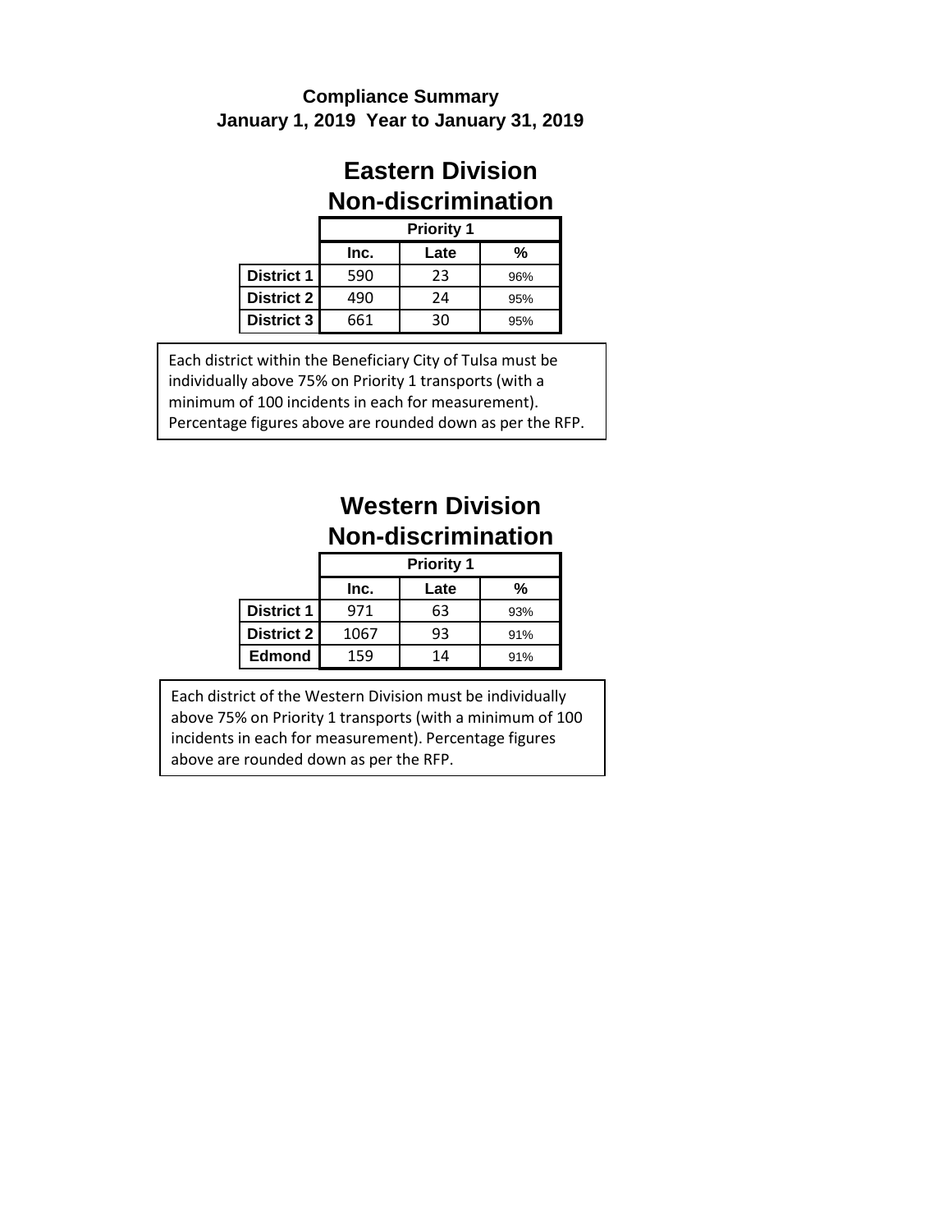**Compliance Summary**
**January 1, 2019 Year to January 31, 2019**

## Eastern Division Non-discrimination

| | Priority 1 | | |
|---|---|---|---|
| | **Inc.** | **Late** | **%** |
| **District 1** | 590 | 23 | 96% |
| **District 2** | 490 | 24 | 95% |
| **District 3** | 661 | 30 | 95% |

Each district within the Beneficiary City of Tulsa must be individually above 75% on Priority 1 transports (with a minimum of 100 incidents in each for measurement). Percentage figures above are rounded down as per the RFP.

## Western Division Non-discrimination

| | Priority 1 | | |
|---|---|---|---|
| | **Inc.** | **Late** | **%** |
| **District 1** | 971 | 63 | 93% |
| **District 2** | 1067 | 93 | 91% |
| **Edmond** | 159 | 14 | 91% |

Each district of the Western Division must be individually above 75% on Priority 1 transports (with a minimum of 100 incidents in each for measurement). Percentage figures above are rounded down as per the RFP.